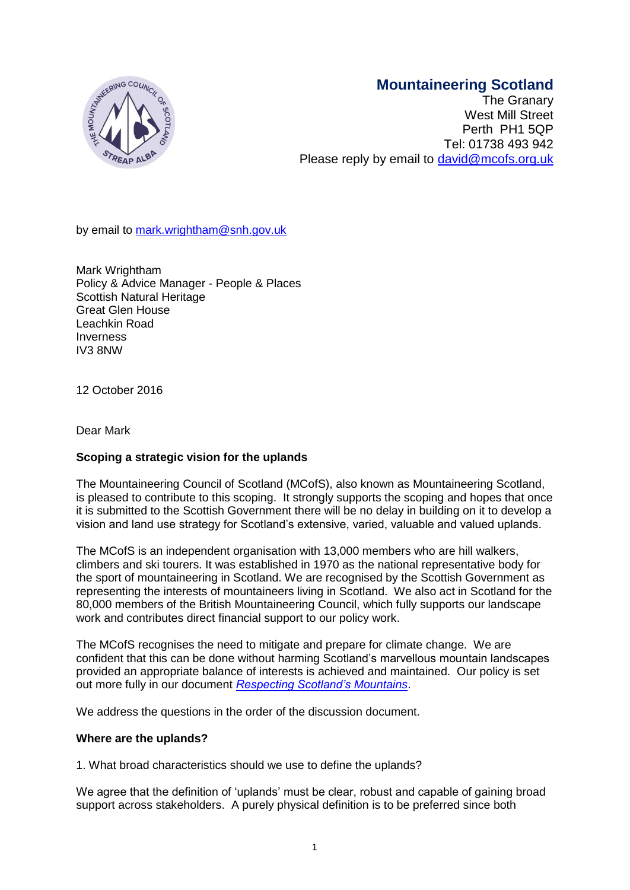**Mountaineering Scotland**
The Granary
West Mill Street
Perth PH1 5QP
Tel: 01738 493 942
Please reply by email to [david@mcofs.org.uk](mailto:david@mcofs.org.uk)

by email to [mark.wrightham@snh.gov.uk](mailto:mark.wrightham@snh.gov.uk)

Mark Wrightham
Policy & Advice Manager - People & Places
Scottish Natural Heritage
Great Glen House
Leachkin Road
Inverness
IV3 8NW

12 October 2016

Dear Mark

**Scoping a strategic vision for the uplands**

The Mountaineering Council of Scotland (MCofS), also known as Mountaineering Scotland, is pleased to contribute to this scoping. It strongly supports the scoping and hopes that once it is submitted to the Scottish Government there will be no delay in building on it to develop a vision and land use strategy for Scotland's extensive, varied, valuable and valued uplands.

The MCofS is an independent organisation with 13,000 members who are hill walkers, climbers and ski tourers. It was established in 1970 as the national representative body for the sport of mountaineering in Scotland. We are recognised by the Scottish Government as representing the interests of mountaineers living in Scotland. We also act in Scotland for the 80,000 members of the British Mountaineering Council, which fully supports our landscape work and contributes direct financial support to our policy work.

The MCofS recognises the need to mitigate and prepare for climate change. We are confident that this can be done without harming Scotland's marvellous mountain landscapes provided an appropriate balance of interests is achieved and maintained. Our policy is set out more fully in our document *Respecting Scotland's Mountains*.

We address the questions in the order of the discussion document.

**Where are the uplands?**

1. What broad characteristics should we use to define the uplands?

We agree that the definition of 'uplands' must be clear, robust and capable of gaining broad support across stakeholders. A purely physical definition is to be preferred since both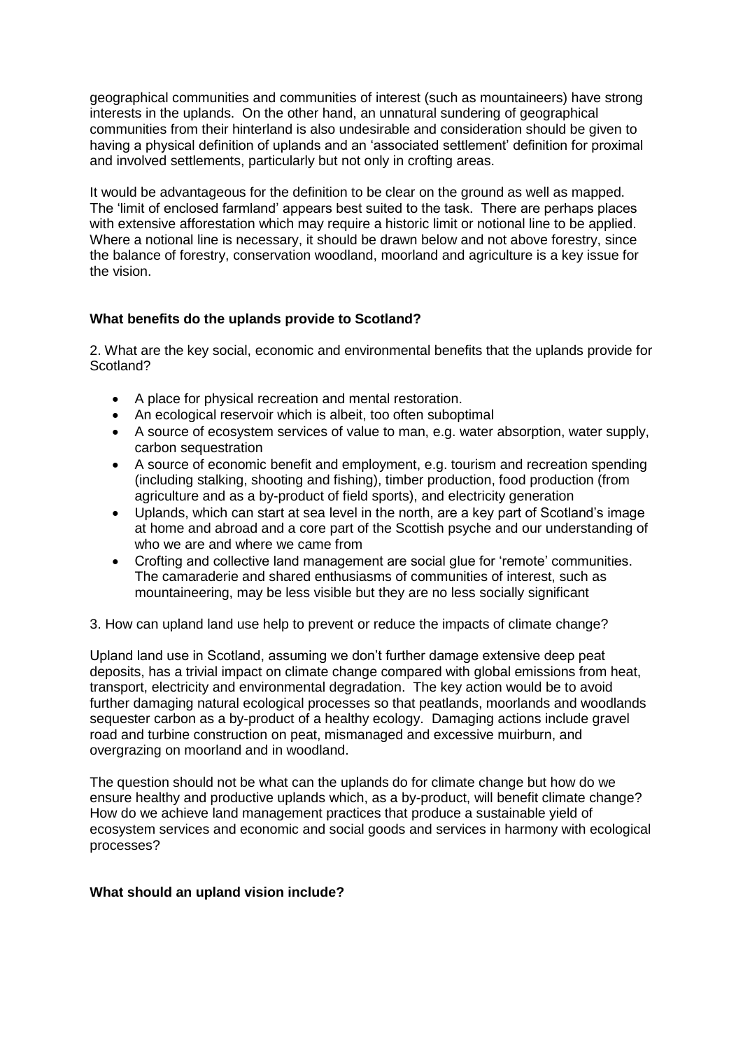geographical communities and communities of interest (such as mountaineers) have strong interests in the uplands. On the other hand, an unnatural sundering of geographical communities from their hinterland is also undesirable and consideration should be given to having a physical definition of uplands and an 'associated settlement' definition for proximal and involved settlements, particularly but not only in crofting areas.

It would be advantageous for the definition to be clear on the ground as well as mapped. The 'limit of enclosed farmland' appears best suited to the task. There are perhaps places with extensive afforestation which may require a historic limit or notional line to be applied. Where a notional line is necessary, it should be drawn below and not above forestry, since the balance of forestry, conservation woodland, moorland and agriculture is a key issue for the vision.

**What benefits do the uplands provide to Scotland?**

2. What are the key social, economic and environmental benefits that the uplands provide for Scotland?

- A place for physical recreation and mental restoration.
- An ecological reservoir which is albeit, too often suboptimal
- A source of ecosystem services of value to man, e.g. water absorption, water supply, carbon sequestration
- A source of economic benefit and employment, e.g. tourism and recreation spending (including stalking, shooting and fishing), timber production, food production (from agriculture and as a by-product of field sports), and electricity generation
- Uplands, which can start at sea level in the north, are a key part of Scotland's image at home and abroad and a core part of the Scottish psyche and our understanding of who we are and where we came from
- Crofting and collective land management are social glue for 'remote' communities. The camaraderie and shared enthusiasms of communities of interest, such as mountaineering, may be less visible but they are no less socially significant

3. How can upland land use help to prevent or reduce the impacts of climate change?

Upland land use in Scotland, assuming we don't further damage extensive deep peat deposits, has a trivial impact on climate change compared with global emissions from heat, transport, electricity and environmental degradation. The key action would be to avoid further damaging natural ecological processes so that peatlands, moorlands and woodlands sequester carbon as a by-product of a healthy ecology. Damaging actions include gravel road and turbine construction on peat, mismanaged and excessive muirburn, and overgrazing on moorland and in woodland.

The question should not be what can the uplands do for climate change but how do we ensure healthy and productive uplands which, as a by-product, will benefit climate change? How do we achieve land management practices that produce a sustainable yield of ecosystem services and economic and social goods and services in harmony with ecological processes?

**What should an upland vision include?**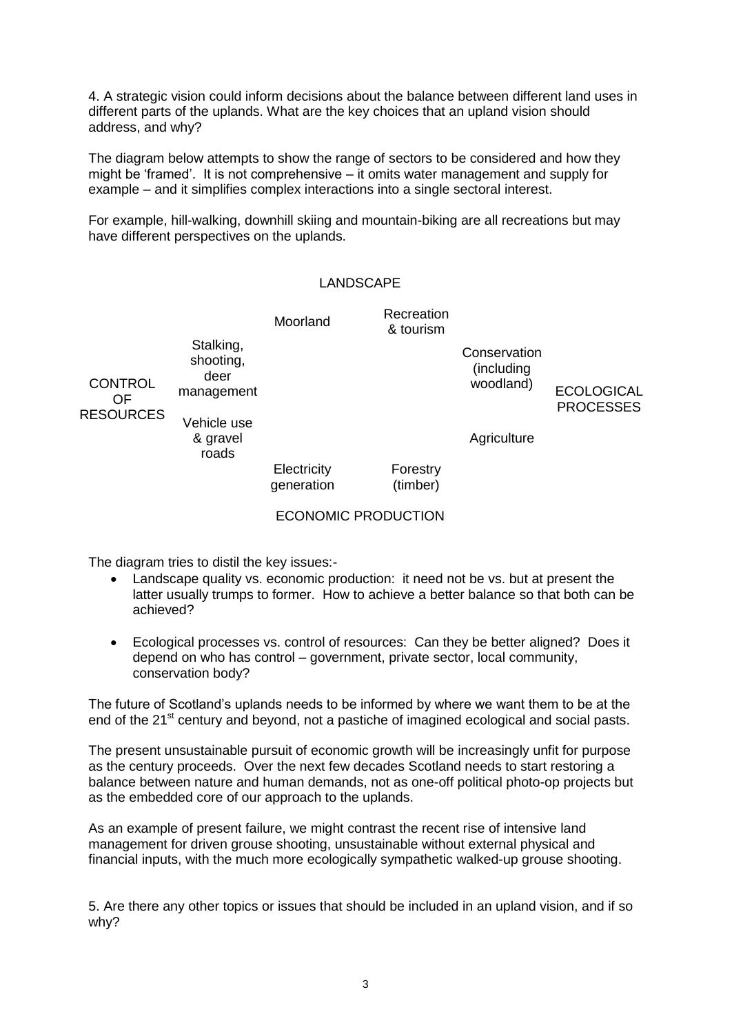4. A strategic vision could inform decisions about the balance between different land uses in different parts of the uplands. What are the key choices that an upland vision should address, and why?

The diagram below attempts to show the range of sectors to be considered and how they might be 'framed'. It is not comprehensive – it omits water management and supply for example – and it simplifies complex interactions into a single sectoral interest.

For example, hill-walking, downhill skiing and mountain-biking are all recreations but may have different perspectives on the uplands.

LANDSCAPE

Moorland

Recreation & tourism

Stalking, shooting, deer management

Conservation (including woodland)

CONTROL OF RESOURCES

ECOLOGICAL PROCESSES

Vehicle use & gravel roads

Agriculture

Electricity generation

Forestry (timber)

ECONOMIC PRODUCTION

The diagram tries to distil the key issues:-

- Landscape quality vs. economic production: it need not be vs. but at present the latter usually trumps to former. How to achieve a better balance so that both can be achieved?

- Ecological processes vs. control of resources: Can they be better aligned? Does it depend on who has control – government, private sector, local community, conservation body?

The future of Scotland's uplands needs to be informed by where we want them to be at the end of the 21st century and beyond, not a pastiche of imagined ecological and social pasts.

The present unsustainable pursuit of economic growth will be increasingly unfit for purpose as the century proceeds. Over the next few decades Scotland needs to start restoring a balance between nature and human demands, not as one-off political photo-op projects but as the embedded core of our approach to the uplands.

As an example of present failure, we might contrast the recent rise of intensive land management for driven grouse shooting, unsustainable without external physical and financial inputs, with the much more ecologically sympathetic walked-up grouse shooting.

5. Are there any other topics or issues that should be included in an upland vision, and if so why?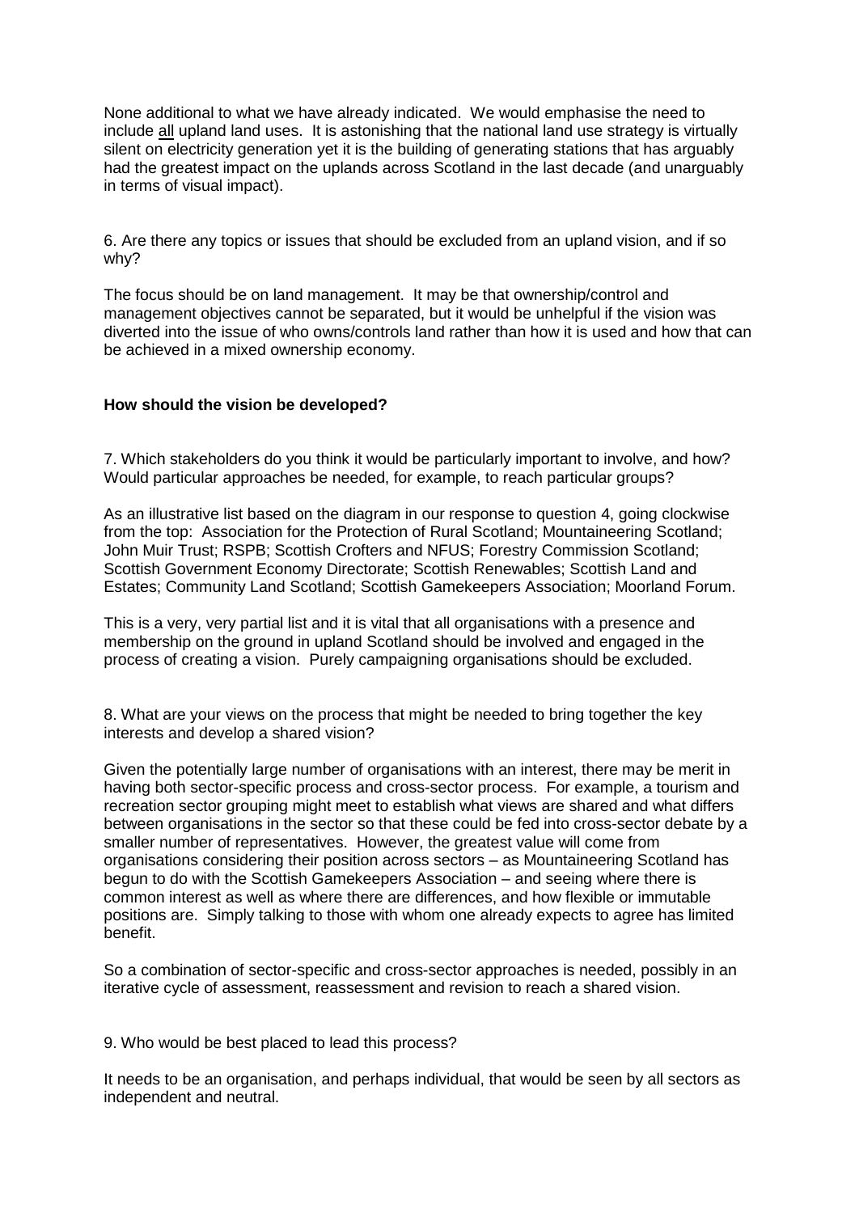None additional to what we have already indicated. We would emphasise the need to include all upland land uses. It is astonishing that the national land use strategy is virtually silent on electricity generation yet it is the building of generating stations that has arguably had the greatest impact on the uplands across Scotland in the last decade (and unarguably in terms of visual impact).

6. Are there any topics or issues that should be excluded from an upland vision, and if so why?

The focus should be on land management. It may be that ownership/control and management objectives cannot be separated, but it would be unhelpful if the vision was diverted into the issue of who owns/controls land rather than how it is used and how that can be achieved in a mixed ownership economy.

**How should the vision be developed?**

7. Which stakeholders do you think it would be particularly important to involve, and how? Would particular approaches be needed, for example, to reach particular groups?

As an illustrative list based on the diagram in our response to question 4, going clockwise from the top: Association for the Protection of Rural Scotland; Mountaineering Scotland; John Muir Trust; RSPB; Scottish Crofters and NFUS; Forestry Commission Scotland; Scottish Government Economy Directorate; Scottish Renewables; Scottish Land and Estates; Community Land Scotland; Scottish Gamekeepers Association; Moorland Forum.

This is a very, very partial list and it is vital that all organisations with a presence and membership on the ground in upland Scotland should be involved and engaged in the process of creating a vision. Purely campaigning organisations should be excluded.

8. What are your views on the process that might be needed to bring together the key interests and develop a shared vision?

Given the potentially large number of organisations with an interest, there may be merit in having both sector-specific process and cross-sector process. For example, a tourism and recreation sector grouping might meet to establish what views are shared and what differs between organisations in the sector so that these could be fed into cross-sector debate by a smaller number of representatives. However, the greatest value will come from organisations considering their position across sectors – as Mountaineering Scotland has begun to do with the Scottish Gamekeepers Association – and seeing where there is common interest as well as where there are differences, and how flexible or immutable positions are. Simply talking to those with whom one already expects to agree has limited benefit.

So a combination of sector-specific and cross-sector approaches is needed, possibly in an iterative cycle of assessment, reassessment and revision to reach a shared vision.

9. Who would be best placed to lead this process?

It needs to be an organisation, and perhaps individual, that would be seen by all sectors as independent and neutral.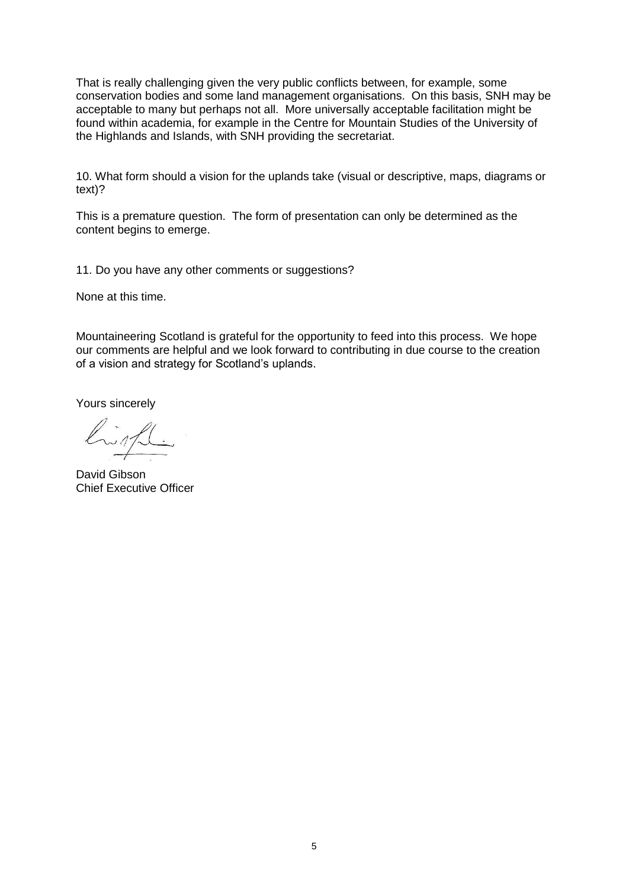That is really challenging given the very public conflicts between, for example, some conservation bodies and some land management organisations. On this basis, SNH may be acceptable to many but perhaps not all. More universally acceptable facilitation might be found within academia, for example in the Centre for Mountain Studies of the University of the Highlands and Islands, with SNH providing the secretariat.

10. What form should a vision for the uplands take (visual or descriptive, maps, diagrams or text)?

This is a premature question. The form of presentation can only be determined as the content begins to emerge.

11. Do you have any other comments or suggestions?

None at this time.

Mountaineering Scotland is grateful for the opportunity to feed into this process. We hope our comments are helpful and we look forward to contributing in due course to the creation of a vision and strategy for Scotland's uplands.

Yours sincerely

David Gibson
Chief Executive Officer